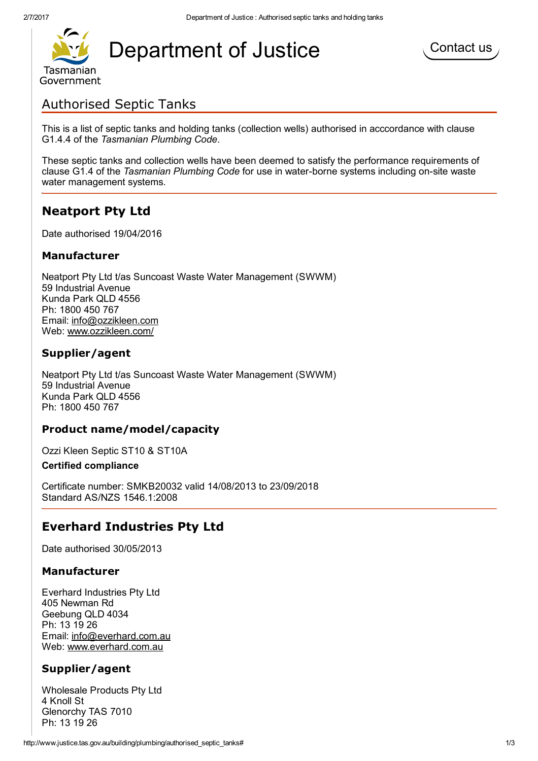# Department of Justice

Tasmanian Government

Contact us

## Authorised Septic Tanks

This is a list of septic tanks and holding tanks (collection wells) authorised in acccordance with clause G1.4.4 of the *Tasmanian Plumbing Code*.

These septic tanks and collection wells have been deemed to satisfy the performance requirements of clause G1.4 of the *Tasmanian Plumbing Code* for use in water-borne systems including on-site waste water management systems.

---

## Neatport Pty Ltd

Date authorised 19/04/2016

### Manufacturer

Neatport Pty Ltd t/as Suncoast Waste Water Management (SWWM)
59 Industrial Avenue
Kunda Park QLD 4556
Ph: 1800 450 767
Email: info@ozzikleen.com
Web: www.ozzikleen.com/

### Supplier/agent

Neatport Pty Ltd t/as Suncoast Waste Water Management (SWWM)
59 Industrial Avenue
Kunda Park QLD 4556
Ph: 1800 450 767

### Product name/model/capacity

Ozzi Kleen Septic ST10 & ST10A

**Certified compliance**

Certificate number: SMKB20032 valid 14/08/2013 to 23/09/2018
Standard AS/NZS 1546.1:2008

---

## Everhard Industries Pty Ltd

Date authorised 30/05/2013

### Manufacturer

Everhard Industries Pty Ltd
405 Newman Rd
Geebung QLD 4034
Ph: 13 19 26
Email: info@everhard.com.au
Web: www.everhard.com.au

### Supplier/agent

Wholesale Products Pty Ltd
4 Knoll St
Glenorchy TAS 7010
Ph: 13 19 26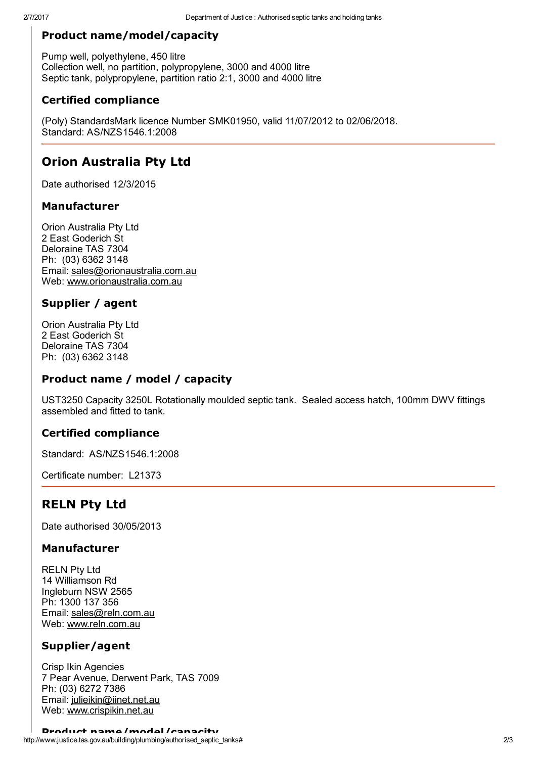### Product name/model/capacity

Pump well, polyethylene, 450 litre
Collection well, no partition, polypropylene, 3000 and 4000 litre
Septic tank, polypropylene, partition ratio 2:1, 3000 and 4000 litre

### Certified compliance

(Poly) StandardsMark licence Number SMK01950, valid 11/07/2012 to 02/06/2018.
Standard: AS/NZS1546.1:2008

---

## Orion Australia Pty Ltd

Date authorised 12/3/2015

### Manufacturer

Orion Australia Pty Ltd
2 East Goderich St
Deloraine TAS 7304
Ph: (03) 6362 3148
Email: sales@orionaustralia.com.au
Web: www.orionaustralia.com.au

### Supplier / agent

Orion Australia Pty Ltd
2 East Goderich St
Deloraine TAS 7304
Ph: (03) 6362 3148

### Product name / model / capacity

UST3250 Capacity 3250L Rotationally moulded septic tank. Sealed access hatch, 100mm DWV fittings assembled and fitted to tank.

### Certified compliance

Standard: AS/NZS1546.1:2008

Certificate number: L21373

---

## RELN Pty Ltd

Date authorised 30/05/2013

### Manufacturer

RELN Pty Ltd
14 Williamson Rd
Ingleburn NSW 2565
Ph: 1300 137 356
Email: sales@reln.com.au
Web: www.reln.com.au

### Supplier/agent

Crisp Ikin Agencies
7 Pear Avenue, Derwent Park, TAS 7009
Ph: (03) 6272 7386
Email: julieikin@iinet.net.au
Web: www.crispikin.net.au

### Product name/model/capacity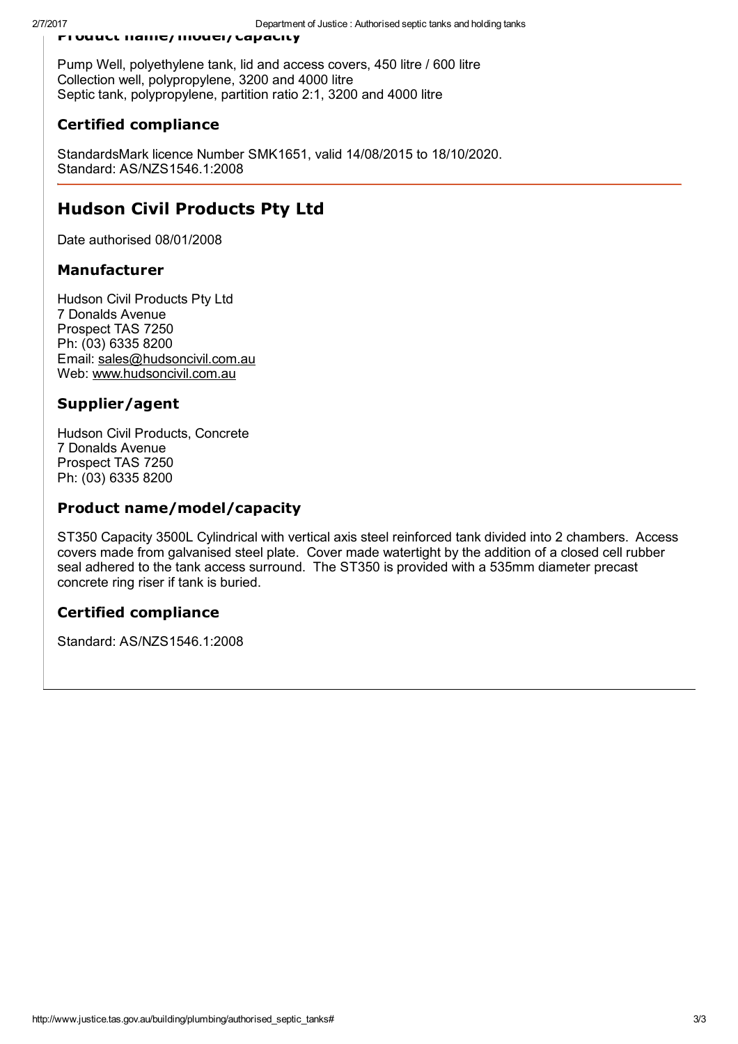### Product name/model/capacity

Pump Well, polyethylene tank, lid and access covers, 450 litre / 600 litre
Collection well, polypropylene, 3200 and 4000 litre
Septic tank, polypropylene, partition ratio 2:1, 3200 and 4000 litre

### Certified compliance

StandardsMark licence Number SMK1651, valid 14/08/2015 to 18/10/2020.
Standard: AS/NZS1546.1:2008

---

## Hudson Civil Products Pty Ltd

Date authorised 08/01/2008

### Manufacturer

Hudson Civil Products Pty Ltd
7 Donalds Avenue
Prospect TAS 7250
Ph: (03) 6335 8200
Email: sales@hudsoncivil.com.au
Web: www.hudsoncivil.com.au

### Supplier/agent

Hudson Civil Products, Concrete
7 Donalds Avenue
Prospect TAS 7250
Ph: (03) 6335 8200

### Product name/model/capacity

ST350 Capacity 3500L Cylindrical with vertical axis steel reinforced tank divided into 2 chambers. Access covers made from galvanised steel plate. Cover made watertight by the addition of a closed cell rubber seal adhered to the tank access surround. The ST350 is provided with a 535mm diameter precast concrete ring riser if tank is buried.

### Certified compliance

Standard: AS/NZS1546.1:2008